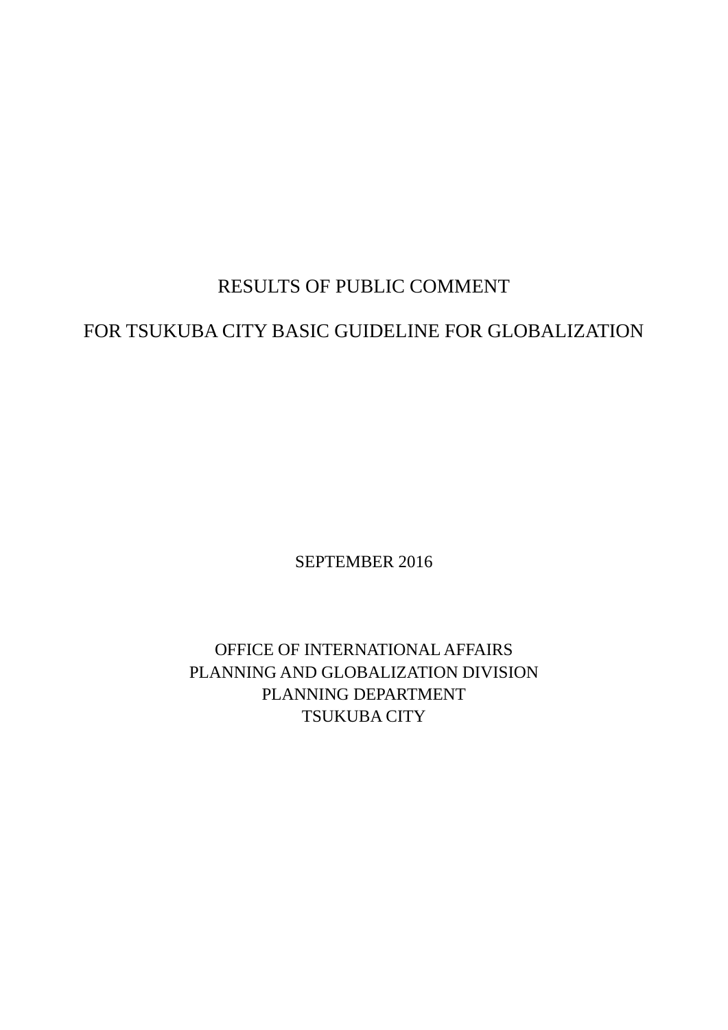# RESULTS OF PUBLIC COMMENT

# FOR TSUKUBA CITY BASIC GUIDELINE FOR GLOBALIZATION

SEPTEMBER 2016

OFFICE OF INTERNATIONAL AFFAIRS
PLANNING AND GLOBALIZATION DIVISION
PLANNING DEPARTMENT
TSUKUBA CITY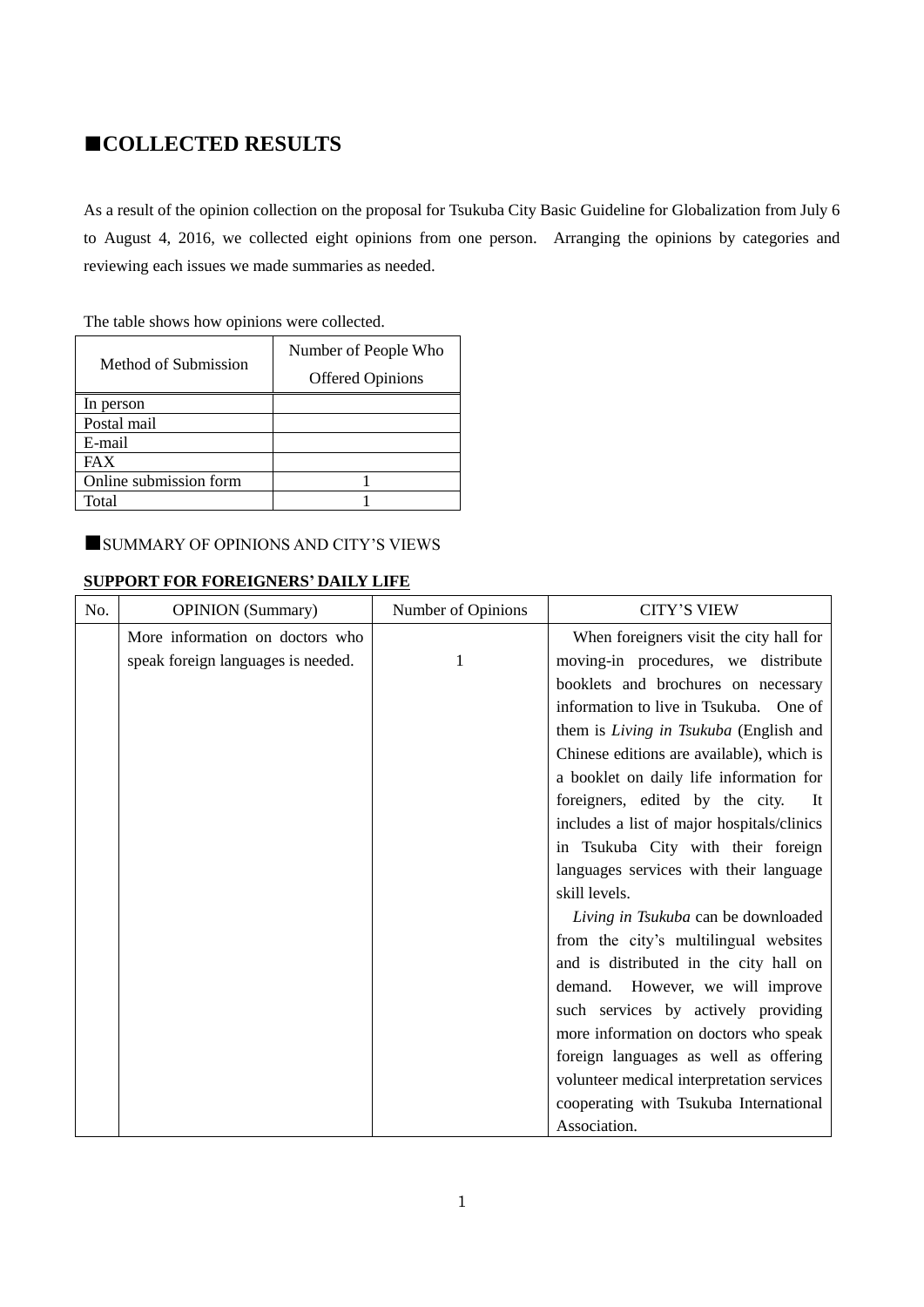## ■COLLECTED RESULTS

As a result of the opinion collection on the proposal for Tsukuba City Basic Guideline for Globalization from July 6 to August 4, 2016, we collected eight opinions from one person. Arranging the opinions by categories and reviewing each issues we made summaries as needed.

The table shows how opinions were collected.

| Method of Submission | Number of People Who Offered Opinions |
|---|---|
| In person | |
| Postal mail | |
| E-mail | |
| FAX | |
| Online submission form | 1 |
| Total | 1 |

### ■SUMMARY OF OPINIONS AND CITY'S VIEWS

**SUPPORT FOR FOREIGNERS' DAILY LIFE**

| No. | OPINION (Summary) | Number of Opinions | CITY'S VIEW |
|---|---|---|---|
| | More information on doctors who speak foreign languages is needed. | 1 | When foreigners visit the city hall for moving-in procedures, we distribute booklets and brochures on necessary information to live in Tsukuba. One of them is *Living in Tsukuba* (English and Chinese editions are available), which is a booklet on daily life information for foreigners, edited by the city. It includes a list of major hospitals/clinics in Tsukuba City with their foreign languages services with their language skill levels. *Living in Tsukuba* can be downloaded from the city's multilingual websites and is distributed in the city hall on demand. However, we will improve such services by actively providing more information on doctors who speak foreign languages as well as offering volunteer medical interpretation services cooperating with Tsukuba International Association. |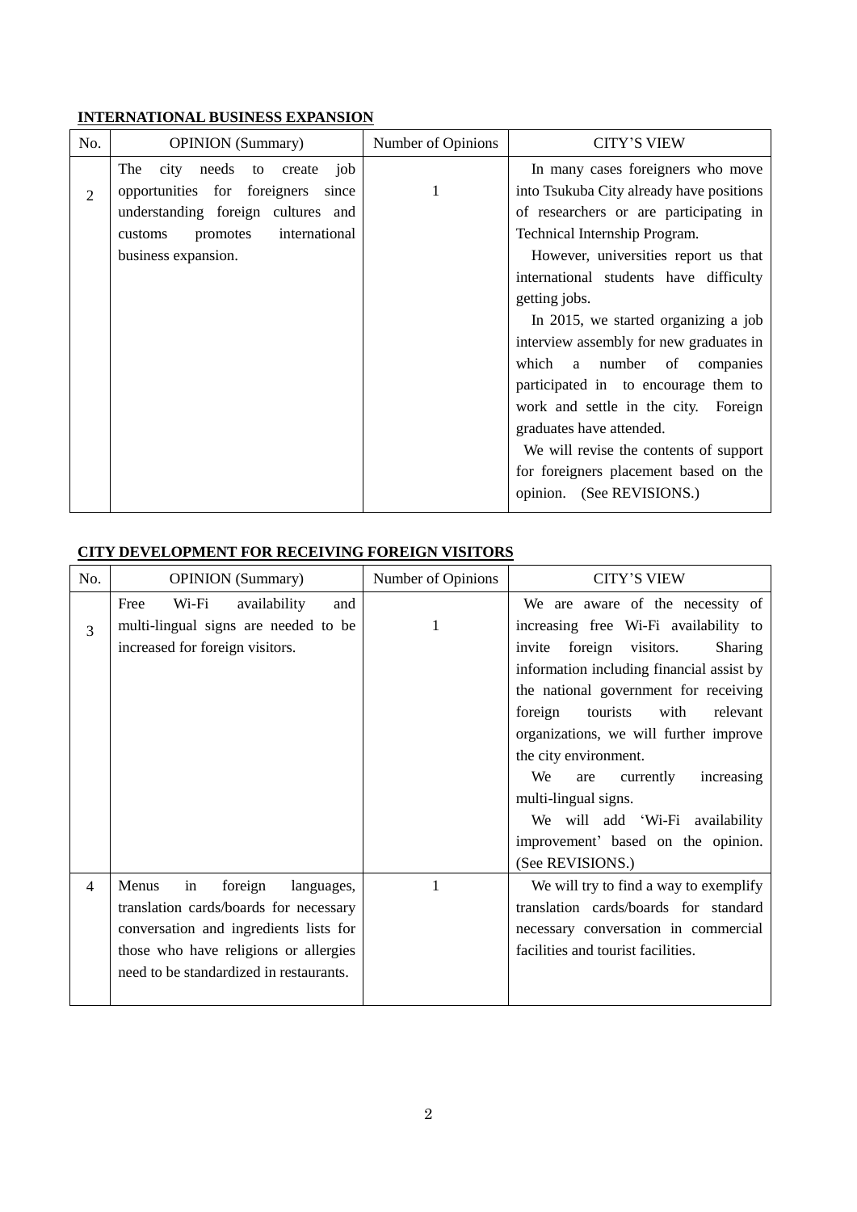**INTERNATIONAL BUSINESS EXPANSION**

| No. | OPINION (Summary) | Number of Opinions | CITY'S VIEW |
|---|---|---|---|
| 2 | The city needs to create job opportunities for foreigners since understanding foreign cultures and customs promotes international business expansion. | 1 | In many cases foreigners who move into Tsukuba City already have positions of researchers or are participating in Technical Internship Program. However, universities report us that international students have difficulty getting jobs. In 2015, we started organizing a job interview assembly for new graduates in which a number of companies participated in to encourage them to work and settle in the city. Foreign graduates have attended. We will revise the contents of support for foreigners placement based on the opinion. (See REVISIONS.) |

**CITY DEVELOPMENT FOR RECEIVING FOREIGN VISITORS**

| No. | OPINION (Summary) | Number of Opinions | CITY'S VIEW |
|---|---|---|---|
| 3 | Free Wi-Fi availability and multi-lingual signs are needed to be increased for foreign visitors. | 1 | We are aware of the necessity of increasing free Wi-Fi availability to invite foreign visitors. Sharing information including financial assist by the national government for receiving foreign tourists with relevant organizations, we will further improve the city environment. We are currently increasing multi-lingual signs. We will add 'Wi-Fi availability improvement' based on the opinion. (See REVISIONS.) |
| 4 | Menus in foreign languages, translation cards/boards for necessary conversation and ingredients lists for those who have religions or allergies need to be standardized in restaurants. | 1 | We will try to find a way to exemplify translation cards/boards for standard necessary conversation in commercial facilities and tourist facilities. |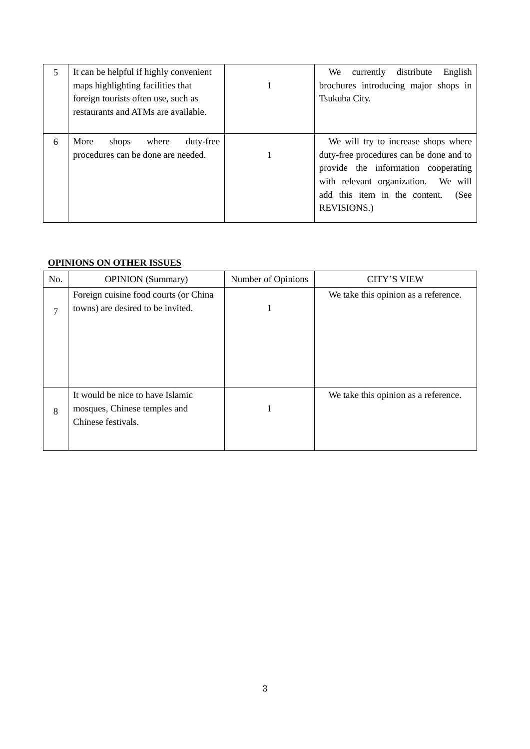| No. | OPINION (Summary) | Number of Opinions | CITY'S VIEW |
|---|---|---|---|
| 5 | It can be helpful if highly convenient maps highlighting facilities that foreign tourists often use, such as restaurants and ATMs are available. | 1 | We currently distribute English brochures introducing major shops in Tsukuba City. |
| 6 | More shops where duty-free procedures can be done are needed. | 1 | We will try to increase shops where duty-free procedures can be done and to provide the information cooperating with relevant organization. We will add this item in the content. (See REVISIONS.) |

**OPINIONS ON OTHER ISSUES**

| No. | OPINION (Summary) | Number of Opinions | CITY'S VIEW |
|---|---|---|---|
| 7 | Foreign cuisine food courts (or China towns) are desired to be invited. | 1 | We take this opinion as a reference. |
| 8 | It would be nice to have Islamic mosques, Chinese temples and Chinese festivals. | 1 | We take this opinion as a reference. |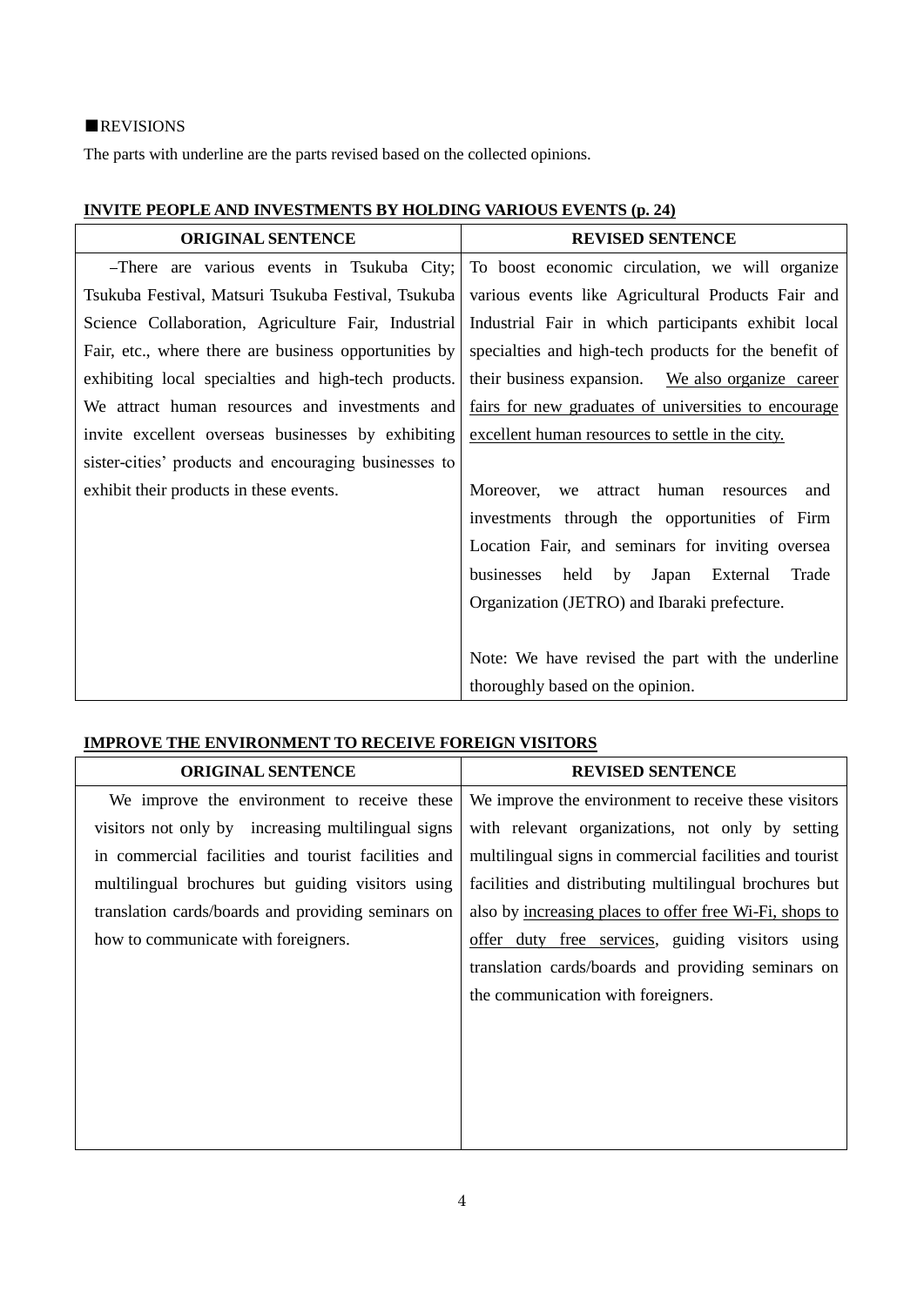■REVISIONS

The parts with underline are the parts revised based on the collected opinions.

**INVITE PEOPLE AND INVESTMENTS BY HOLDING VARIOUS EVENTS (p. 24)**

| ORIGINAL SENTENCE | REVISED SENTENCE |
|---|---|
| –There are various events in Tsukuba City; Tsukuba Festival, Matsuri Tsukuba Festival, Tsukuba Science Collaboration, Agriculture Fair, Industrial Fair, etc., where there are business opportunities by exhibiting local specialties and high-tech products. We attract human resources and investments and invite excellent overseas businesses by exhibiting sister-cities' products and encouraging businesses to exhibit their products in these events. | To boost economic circulation, we will organize various events like Agricultural Products Fair and Industrial Fair in which participants exhibit local specialties and high-tech products for the benefit of their business expansion. <u>We also organize career fairs for new graduates of universities to encourage excellent human resources to settle in the city.</u><br><br>Moreover, we attract human resources and investments through the opportunities of Firm Location Fair, and seminars for inviting oversea businesses held by Japan External Trade Organization (JETRO) and Ibaraki prefecture.<br><br>Note: We have revised the part with the underline thoroughly based on the opinion. |

**IMPROVE THE ENVIRONMENT TO RECEIVE FOREIGN VISITORS**

| ORIGINAL SENTENCE | REVISED SENTENCE |
|---|---|
| We improve the environment to receive these visitors not only by increasing multilingual signs in commercial facilities and tourist facilities and multilingual brochures but guiding visitors using translation cards/boards and providing seminars on how to communicate with foreigners. | We improve the environment to receive these visitors with relevant organizations, not only by setting multilingual signs in commercial facilities and tourist facilities and distributing multilingual brochures but also by <u>increasing places to offer free Wi-Fi, shops to offer duty free services</u>, guiding visitors using translation cards/boards and providing seminars on the communication with foreigners. |